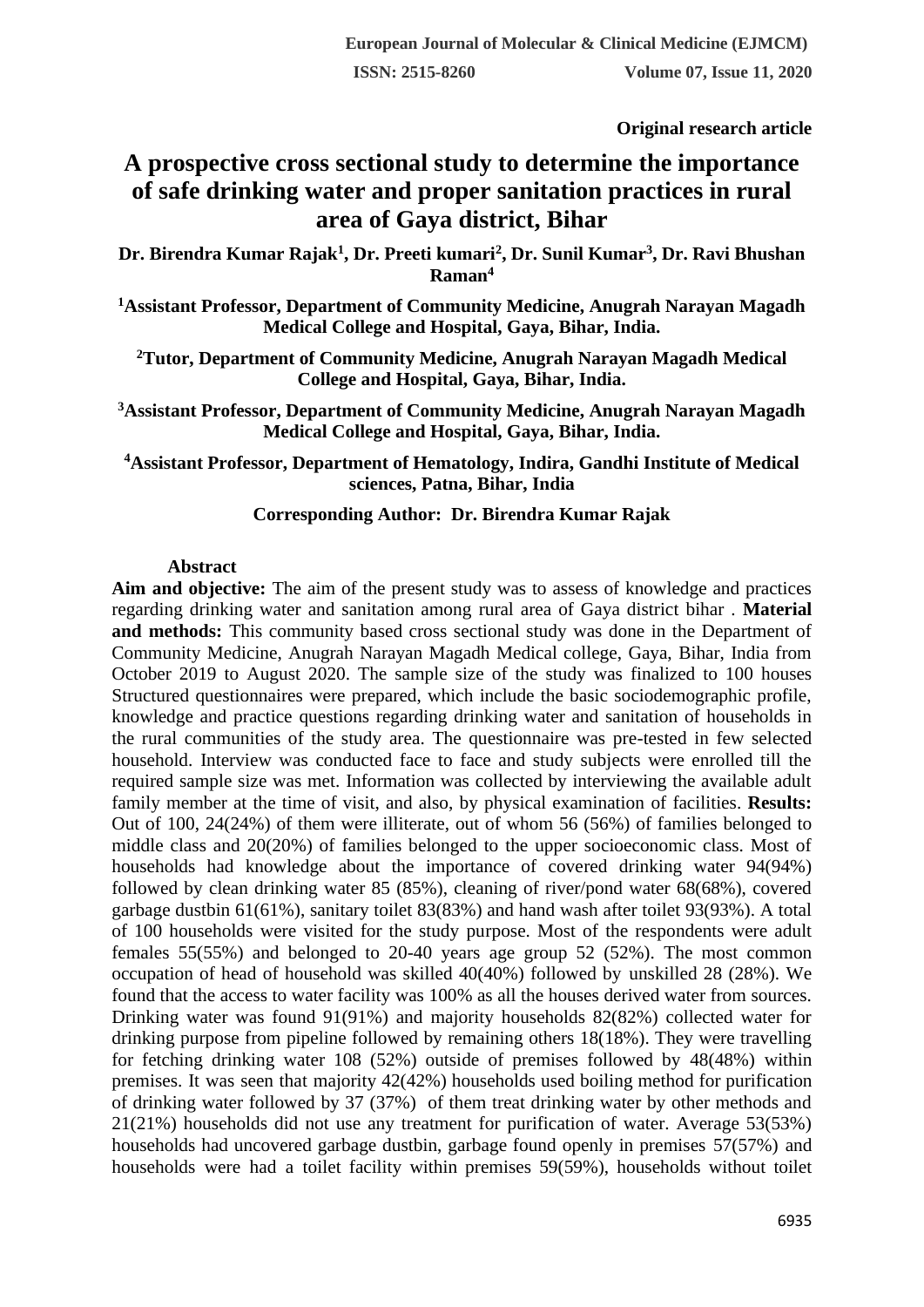Original research article

# A prospective cross sectional study to determine the importance of safe drinking water and proper sanitation practices in rural area of Gaya district, Bihar

**Dr. Birendra Kumar Rajak[1], Dr. Preeti kumari[2], Dr. Sunil Kumar[3], Dr. Ravi Bhushan Raman[4]**

**[1]Assistant Professor, Department of Community Medicine, Anugrah Narayan Magadh Medical College and Hospital, Gaya, Bihar, India.**

**[2]Tutor, Department of Community Medicine, Anugrah Narayan Magadh Medical College and Hospital, Gaya, Bihar, India.**

**[3]Assistant Professor, Department of Community Medicine, Anugrah Narayan Magadh Medical College and Hospital, Gaya, Bihar, India.**

**[4]Assistant Professor, Department of Hematology, Indira, Gandhi Institute of Medical sciences, Patna, Bihar, India**

**Corresponding Author: Dr. Birendra Kumar Rajak**

## Abstract

**Aim and objective:** The aim of the present study was to assess of knowledge and practices regarding drinking water and sanitation among rural area of Gaya district bihar . **Material and methods:** This community based cross sectional study was done in the Department of Community Medicine, Anugrah Narayan Magadh Medical college, Gaya, Bihar, India from October 2019 to August 2020. The sample size of the study was finalized to 100 houses Structured questionnaires were prepared, which include the basic sociodemographic profile, knowledge and practice questions regarding drinking water and sanitation of households in the rural communities of the study area. The questionnaire was pre-tested in few selected household. Interview was conducted face to face and study subjects were enrolled till the required sample size was met. Information was collected by interviewing the available adult family member at the time of visit, and also, by physical examination of facilities. **Results:** Out of 100, 24(24%) of them were illiterate, out of whom 56 (56%) of families belonged to middle class and 20(20%) of families belonged to the upper socioeconomic class. Most of households had knowledge about the importance of covered drinking water 94(94%) followed by clean drinking water 85 (85%), cleaning of river/pond water 68(68%), covered garbage dustbin 61(61%), sanitary toilet 83(83%) and hand wash after toilet 93(93%). A total of 100 households were visited for the study purpose. Most of the respondents were adult females 55(55%) and belonged to 20-40 years age group 52 (52%). The most common occupation of head of household was skilled 40(40%) followed by unskilled 28 (28%). We found that the access to water facility was 100% as all the houses derived water from sources. Drinking water was found 91(91%) and majority households 82(82%) collected water for drinking purpose from pipeline followed by remaining others 18(18%). They were travelling for fetching drinking water 108 (52%) outside of premises followed by 48(48%) within premises. It was seen that majority 42(42%) households used boiling method for purification of drinking water followed by 37 (37%) of them treat drinking water by other methods and 21(21%) households did not use any treatment for purification of water. Average 53(53%) households had uncovered garbage dustbin, garbage found openly in premises 57(57%) and households were had a toilet facility within premises 59(59%), households without toilet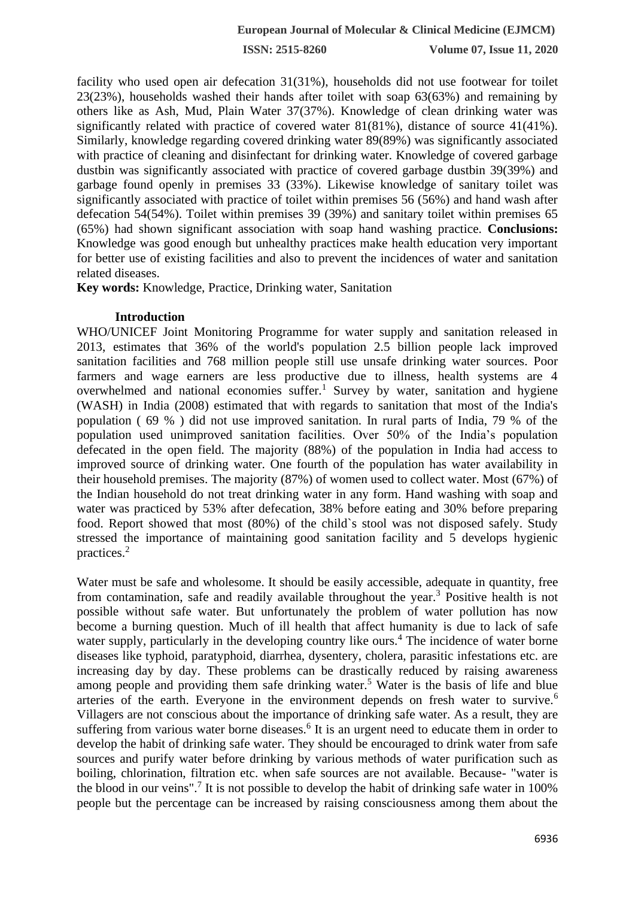facility who used open air defecation 31(31%), households did not use footwear for toilet 23(23%), households washed their hands after toilet with soap 63(63%) and remaining by others like as Ash, Mud, Plain Water 37(37%). Knowledge of clean drinking water was significantly related with practice of covered water 81(81%), distance of source 41(41%). Similarly, knowledge regarding covered drinking water 89(89%) was significantly associated with practice of cleaning and disinfectant for drinking water. Knowledge of covered garbage dustbin was significantly associated with practice of covered garbage dustbin 39(39%) and garbage found openly in premises 33 (33%). Likewise knowledge of sanitary toilet was significantly associated with practice of toilet within premises 56 (56%) and hand wash after defecation 54(54%). Toilet within premises 39 (39%) and sanitary toilet within premises 65 (65%) had shown significant association with soap hand washing practice. **Conclusions:** Knowledge was good enough but unhealthy practices make health education very important for better use of existing facilities and also to prevent the incidences of water and sanitation related diseases.

**Key words:** Knowledge, Practice, Drinking water, Sanitation

## Introduction

WHO/UNICEF Joint Monitoring Programme for water supply and sanitation released in 2013, estimates that 36% of the world's population 2.5 billion people lack improved sanitation facilities and 768 million people still use unsafe drinking water sources. Poor farmers and wage earners are less productive due to illness, health systems are 4 overwhelmed and national economies suffer.[1] Survey by water, sanitation and hygiene (WASH) in India (2008) estimated that with regards to sanitation that most of the India's population ( 69 % ) did not use improved sanitation. In rural parts of India, 79 % of the population used unimproved sanitation facilities. Over 50% of the India's population defecated in the open field. The majority (88%) of the population in India had access to improved source of drinking water. One fourth of the population has water availability in their household premises. The majority (87%) of women used to collect water. Most (67%) of the Indian household do not treat drinking water in any form. Hand washing with soap and water was practiced by 53% after defecation, 38% before eating and 30% before preparing food. Report showed that most (80%) of the child`s stool was not disposed safely. Study stressed the importance of maintaining good sanitation facility and 5 develops hygienic practices.[2]

Water must be safe and wholesome. It should be easily accessible, adequate in quantity, free from contamination, safe and readily available throughout the year.[3] Positive health is not possible without safe water. But unfortunately the problem of water pollution has now become a burning question. Much of ill health that affect humanity is due to lack of safe water supply, particularly in the developing country like ours.[4] The incidence of water borne diseases like typhoid, paratyphoid, diarrhea, dysentery, cholera, parasitic infestations etc. are increasing day by day. These problems can be drastically reduced by raising awareness among people and providing them safe drinking water.[5] Water is the basis of life and blue arteries of the earth. Everyone in the environment depends on fresh water to survive.[6] Villagers are not conscious about the importance of drinking safe water. As a result, they are suffering from various water borne diseases.[6] It is an urgent need to educate them in order to develop the habit of drinking safe water. They should be encouraged to drink water from safe sources and purify water before drinking by various methods of water purification such as boiling, chlorination, filtration etc. when safe sources are not available. Because- "water is the blood in our veins".[7] It is not possible to develop the habit of drinking safe water in 100% people but the percentage can be increased by raising consciousness among them about the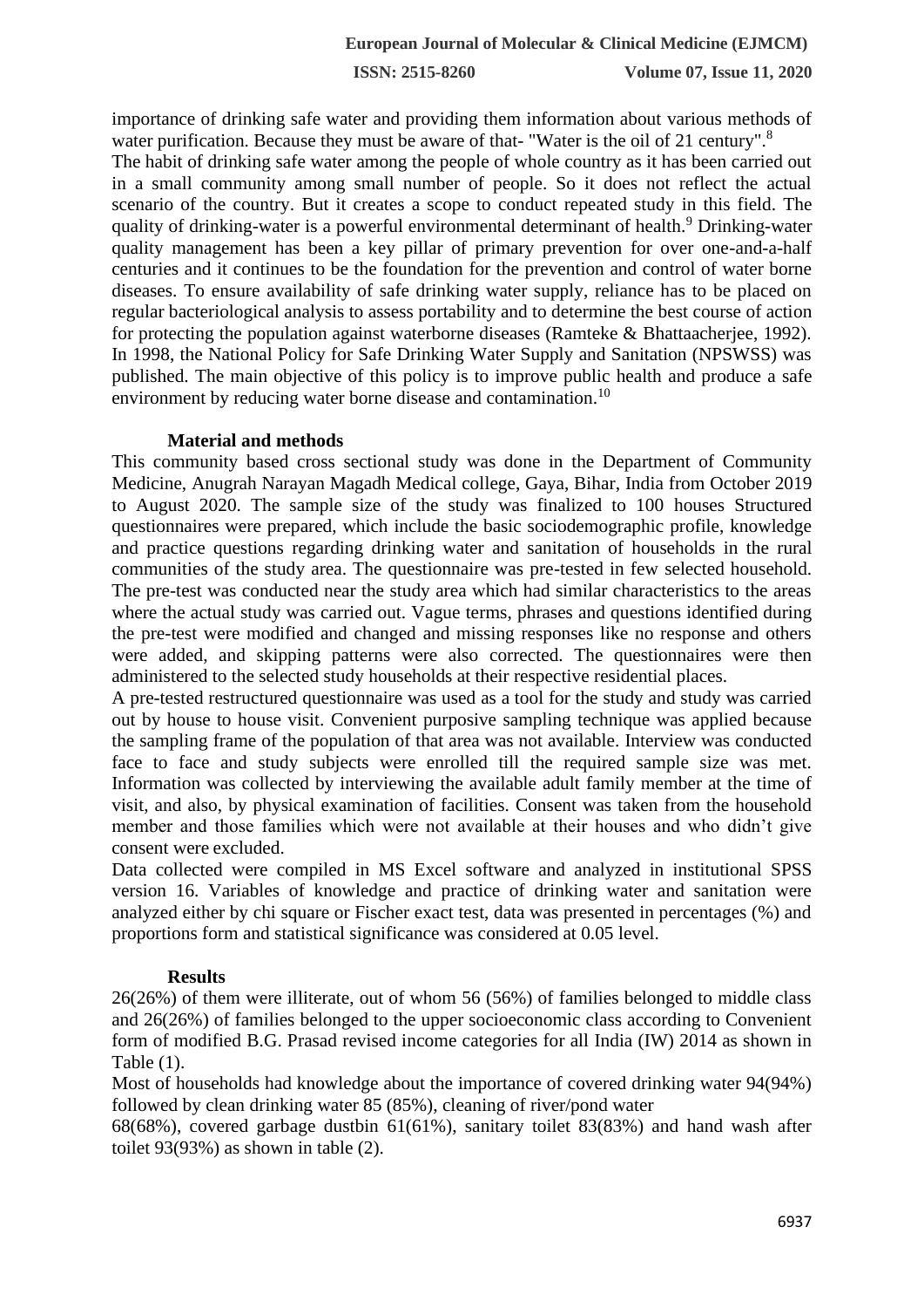importance of drinking safe water and providing them information about various methods of water purification. Because they must be aware of that- "Water is the oil of 21 century".[8]

The habit of drinking safe water among the people of whole country as it has been carried out in a small community among small number of people. So it does not reflect the actual scenario of the country. But it creates a scope to conduct repeated study in this field. The quality of drinking-water is a powerful environmental determinant of health.[9] Drinking-water quality management has been a key pillar of primary prevention for over one-and-a-half centuries and it continues to be the foundation for the prevention and control of water borne diseases. To ensure availability of safe drinking water supply, reliance has to be placed on regular bacteriological analysis to assess portability and to determine the best course of action for protecting the population against waterborne diseases (Ramteke & Bhattaacherjee, 1992). In 1998, the National Policy for Safe Drinking Water Supply and Sanitation (NPSWSS) was published. The main objective of this policy is to improve public health and produce a safe environment by reducing water borne disease and contamination.[10]

## Material and methods

This community based cross sectional study was done in the Department of Community Medicine, Anugrah Narayan Magadh Medical college, Gaya, Bihar, India from October 2019 to August 2020. The sample size of the study was finalized to 100 houses Structured questionnaires were prepared, which include the basic sociodemographic profile, knowledge and practice questions regarding drinking water and sanitation of households in the rural communities of the study area. The questionnaire was pre-tested in few selected household. The pre-test was conducted near the study area which had similar characteristics to the areas where the actual study was carried out. Vague terms, phrases and questions identified during the pre-test were modified and changed and missing responses like no response and others were added, and skipping patterns were also corrected. The questionnaires were then administered to the selected study households at their respective residential places.

A pre-tested restructured questionnaire was used as a tool for the study and study was carried out by house to house visit. Convenient purposive sampling technique was applied because the sampling frame of the population of that area was not available. Interview was conducted face to face and study subjects were enrolled till the required sample size was met. Information was collected by interviewing the available adult family member at the time of visit, and also, by physical examination of facilities. Consent was taken from the household member and those families which were not available at their houses and who didn't give consent were excluded.

Data collected were compiled in MS Excel software and analyzed in institutional SPSS version 16. Variables of knowledge and practice of drinking water and sanitation were analyzed either by chi square or Fischer exact test, data was presented in percentages (%) and proportions form and statistical significance was considered at 0.05 level.

## Results

26(26%) of them were illiterate, out of whom 56 (56%) of families belonged to middle class and 26(26%) of families belonged to the upper socioeconomic class according to Convenient form of modified B.G. Prasad revised income categories for all India (IW) 2014 as shown in Table (1).

Most of households had knowledge about the importance of covered drinking water 94(94%) followed by clean drinking water 85 (85%), cleaning of river/pond water 68(68%), covered garbage dustbin 61(61%), sanitary toilet 83(83%) and hand wash after toilet 93(93%) as shown in table (2).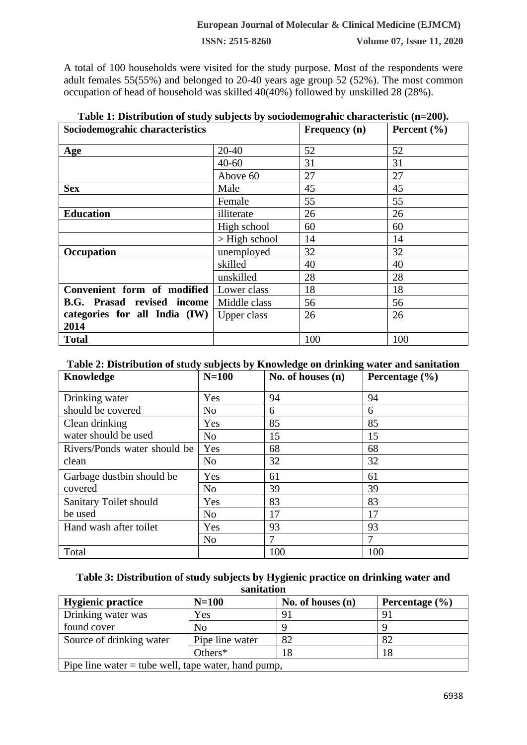A total of 100 households were visited for the study purpose. Most of the respondents were adult females 55(55%) and belonged to 20-40 years age group 52 (52%). The most common occupation of head of household was skilled 40(40%) followed by unskilled 28 (28%).

**Table 1: Distribution of study subjects by sociodemograhic characteristic (n=200).**

| Sociodemograhic characteristics | | Frequency (n) | Percent (%) |
|---|---|---|---|
| **Age** | 20-40 | 52 | 52 |
| | 40-60 | 31 | 31 |
| | Above 60 | 27 | 27 |
| **Sex** | Male | 45 | 45 |
| | Female | 55 | 55 |
| **Education** | illiterate | 26 | 26 |
| | High school | 60 | 60 |
| | > High school | 14 | 14 |
| **Occupation** | unemployed | 32 | 32 |
| | skilled | 40 | 40 |
| | unskilled | 28 | 28 |
| **Convenient form of modified B.G. Prasad revised income categories for all India (IW) 2014** | Lower class | 18 | 18 |
| | Middle class | 56 | 56 |
| | Upper class | 26 | 26 |
| **Total** | | 100 | 100 |

**Table 2: Distribution of study subjects by Knowledge on drinking water and sanitation**

| Knowledge | N=100 | No. of houses (n) | Percentage (%) |
|---|---|---|---|
| Drinking water should be covered | Yes | 94 | 94 |
| | No | 6 | 6 |
| Clean drinking water should be used | Yes | 85 | 85 |
| | No | 15 | 15 |
| Rivers/Ponds water should be clean | Yes | 68 | 68 |
| | No | 32 | 32 |
| Garbage dustbin should be covered | Yes | 61 | 61 |
| | No | 39 | 39 |
| Sanitary Toilet should be used | Yes | 83 | 83 |
| | No | 17 | 17 |
| Hand wash after toilet | Yes | 93 | 93 |
| | No | 7 | 7 |
| Total | | 100 | 100 |

**Table 3: Distribution of study subjects by Hygienic practice on drinking water and sanitation**

| Hygienic practice | N=100 | No. of houses (n) | Percentage (%) |
|---|---|---|---|
| Drinking water was found cover | Yes | 91 | 91 |
| | No | 9 | 9 |
| Source of drinking water | Pipe line water | 82 | 82 |
| | Others* | 18 | 18 |
| Pipe line water = tube well, tape water, hand pump, | | | |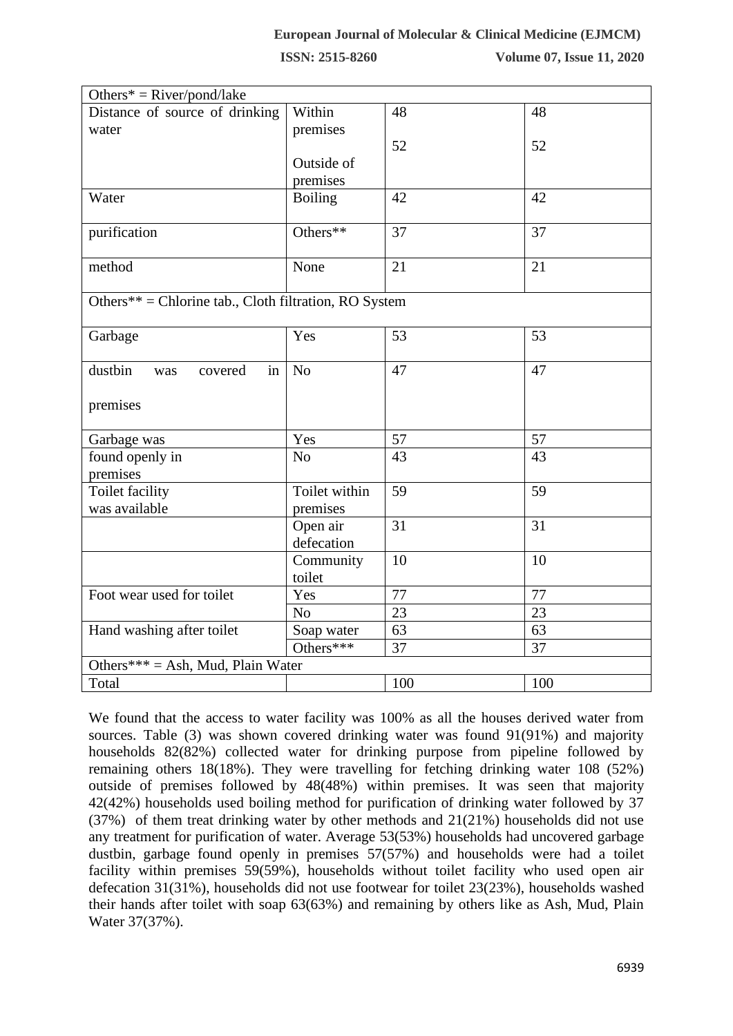| Others* = River/pond/lake | | | |
|---|---|---|---|
| Distance of source of drinking water | Within premises | 48 | 48 |
| | Outside of premises | 52 | 52 |
| Water purification method | Boiling | 42 | 42 |
| | Others** | 37 | 37 |
| | None | 21 | 21 |
| Others** = Chlorine tab., Cloth filtration, RO System | | | |
| Garbage dustbin was covered in premises | Yes | 53 | 53 |
| | No | 47 | 47 |
| Garbage was found openly in premises | Yes | 57 | 57 |
| | No | 43 | 43 |
| Toilet facility was available | Toilet within premises | 59 | 59 |
| | Open air defecation | 31 | 31 |
| | Community toilet | 10 | 10 |
| Foot wear used for toilet | Yes | 77 | 77 |
| | No | 23 | 23 |
| Hand washing after toilet | Soap water | 63 | 63 |
| | Others*** | 37 | 37 |
| Others*** = Ash, Mud, Plain Water | | | |
| Total | | 100 | 100 |

We found that the access to water facility was 100% as all the houses derived water from sources. Table (3) was shown covered drinking water was found 91(91%) and majority households 82(82%) collected water for drinking purpose from pipeline followed by remaining others 18(18%). They were travelling for fetching drinking water 108 (52%) outside of premises followed by 48(48%) within premises. It was seen that majority 42(42%) households used boiling method for purification of drinking water followed by 37 (37%) of them treat drinking water by other methods and 21(21%) households did not use any treatment for purification of water. Average 53(53%) households had uncovered garbage dustbin, garbage found openly in premises 57(57%) and households were had a toilet facility within premises 59(59%), households without toilet facility who used open air defecation 31(31%), households did not use footwear for toilet 23(23%), households washed their hands after toilet with soap 63(63%) and remaining by others like as Ash, Mud, Plain Water 37(37%).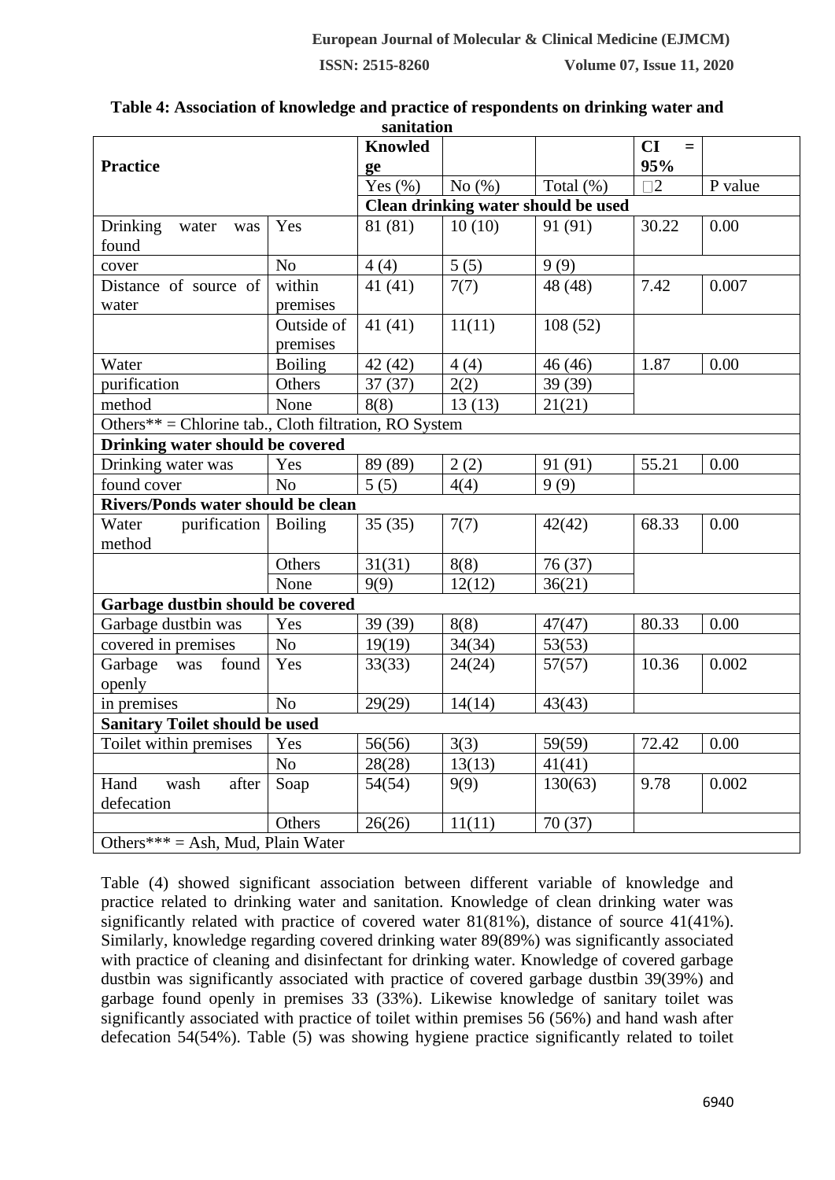**Table 4: Association of knowledge and practice of respondents on drinking water and sanitation**

| Practice | | Knowledge | | | CI = 95% | |
|---|---|---|---|---|---|---|
| | | Yes (%) | No (%) | Total (%) | $\chi^2$ | P value |
| | | **Clean drinking water should be used** | | | | |
| Drinking water was found | Yes | 81 (81) | 10 (10) | 91 (91) | 30.22 | 0.00 |
| cover | No | 4 (4) | 5 (5) | 9 (9) | | |
| Distance of source of water | within premises | 41 (41) | 7(7) | 48 (48) | 7.42 | 0.007 |
| | Outside of premises | 41 (41) | 11(11) | 108 (52) | | |
| Water | Boiling | 42 (42) | 4 (4) | 46 (46) | 1.87 | 0.00 |
| purification | Others | 37 (37) | 2(2) | 39 (39) | | |
| method | None | 8(8) | 13 (13) | 21(21) | | |
| Others** = Chlorine tab., Cloth filtration, RO System | | | | | | |
| **Drinking water should be covered** | | | | | | |
| Drinking water was | Yes | 89 (89) | 2 (2) | 91 (91) | 55.21 | 0.00 |
| found cover | No | 5 (5) | 4(4) | 9 (9) | | |
| **Rivers/Ponds water should be clean** | | | | | | |
| Water purification method | Boiling | 35 (35) | 7(7) | 42(42) | 68.33 | 0.00 |
| | Others | 31(31) | 8(8) | 76 (37) | | |
| | None | 9(9) | 12(12) | 36(21) | | |
| **Garbage dustbin should be covered** | | | | | | |
| Garbage dustbin was | Yes | 39 (39) | 8(8) | 47(47) | 80.33 | 0.00 |
| covered in premises | No | 19(19) | 34(34) | 53(53) | | |
| Garbage was found openly | Yes | 33(33) | 24(24) | 57(57) | 10.36 | 0.002 |
| in premises | No | 29(29) | 14(14) | 43(43) | | |
| **Sanitary Toilet should be used** | | | | | | |
| Toilet within premises | Yes | 56(56) | 3(3) | 59(59) | 72.42 | 0.00 |
| | No | 28(28) | 13(13) | 41(41) | | |
| Hand wash after defecation | Soap | 54(54) | 9(9) | 130(63) | 9.78 | 0.002 |
| | Others | 26(26) | 11(11) | 70 (37) | | |
| Others*** = Ash, Mud, Plain Water | | | | | | |

Table (4) showed significant association between different variable of knowledge and practice related to drinking water and sanitation. Knowledge of clean drinking water was significantly related with practice of covered water 81(81%), distance of source 41(41%). Similarly, knowledge regarding covered drinking water 89(89%) was significantly associated with practice of cleaning and disinfectant for drinking water. Knowledge of covered garbage dustbin was significantly associated with practice of covered garbage dustbin 39(39%) and garbage found openly in premises 33 (33%). Likewise knowledge of sanitary toilet was significantly associated with practice of toilet within premises 56 (56%) and hand wash after defecation 54(54%). Table (5) was showing hygiene practice significantly related to toilet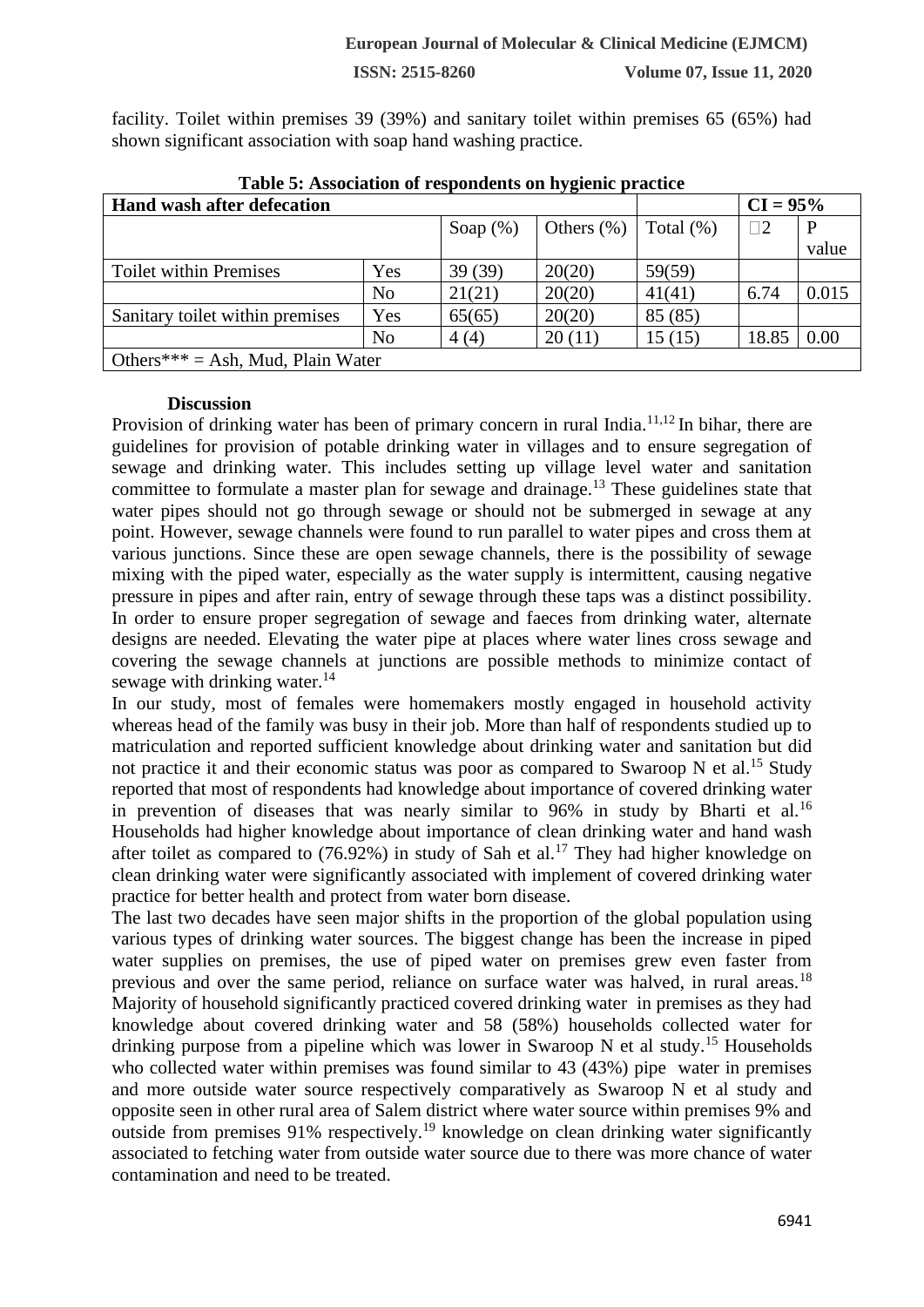facility. Toilet within premises 39 (39%) and sanitary toilet within premises 65 (65%) had shown significant association with soap hand washing practice.

**Table 5: Association of respondents on hygienic practice**

| Hand wash after defecation | | | | | CI = 95% | |
|---|---|---|---|---|---|---|
| | | Soap (%) | Others (%) | Total (%) | $\chi^2$ | P value |
| Toilet within Premises | Yes | 39 (39) | 20(20) | 59(59) | | |
| | No | 21(21) | 20(20) | 41(41) | 6.74 | 0.015 |
| Sanitary toilet within premises | Yes | 65(65) | 20(20) | 85 (85) | | |
| | No | 4 (4) | 20 (11) | 15 (15) | 18.85 | 0.00 |
| Others*** = Ash, Mud, Plain Water | | | | | | |

## Discussion

Provision of drinking water has been of primary concern in rural India.[11,12] In bihar, there are guidelines for provision of potable drinking water in villages and to ensure segregation of sewage and drinking water. This includes setting up village level water and sanitation committee to formulate a master plan for sewage and drainage.[13] These guidelines state that water pipes should not go through sewage or should not be submerged in sewage at any point. However, sewage channels were found to run parallel to water pipes and cross them at various junctions. Since these are open sewage channels, there is the possibility of sewage mixing with the piped water, especially as the water supply is intermittent, causing negative pressure in pipes and after rain, entry of sewage through these taps was a distinct possibility. In order to ensure proper segregation of sewage and faeces from drinking water, alternate designs are needed. Elevating the water pipe at places where water lines cross sewage and covering the sewage channels at junctions are possible methods to minimize contact of sewage with drinking water.[14]

In our study, most of females were homemakers mostly engaged in household activity whereas head of the family was busy in their job. More than half of respondents studied up to matriculation and reported sufficient knowledge about drinking water and sanitation but did not practice it and their economic status was poor as compared to Swaroop N et al.[15] Study reported that most of respondents had knowledge about importance of covered drinking water in prevention of diseases that was nearly similar to 96% in study by Bharti et al.[16] Households had higher knowledge about importance of clean drinking water and hand wash after toilet as compared to (76.92%) in study of Sah et al.[17] They had higher knowledge on clean drinking water were significantly associated with implement of covered drinking water practice for better health and protect from water born disease.

The last two decades have seen major shifts in the proportion of the global population using various types of drinking water sources. The biggest change has been the increase in piped water supplies on premises, the use of piped water on premises grew even faster from previous and over the same period, reliance on surface water was halved, in rural areas.[18] Majority of household significantly practiced covered drinking water in premises as they had knowledge about covered drinking water and 58 (58%) households collected water for drinking purpose from a pipeline which was lower in Swaroop N et al study.[15] Households who collected water within premises was found similar to 43 (43%) pipe water in premises and more outside water source respectively comparatively as Swaroop N et al study and opposite seen in other rural area of Salem district where water source within premises 9% and outside from premises 91% respectively.[19] knowledge on clean drinking water significantly associated to fetching water from outside water source due to there was more chance of water contamination and need to be treated.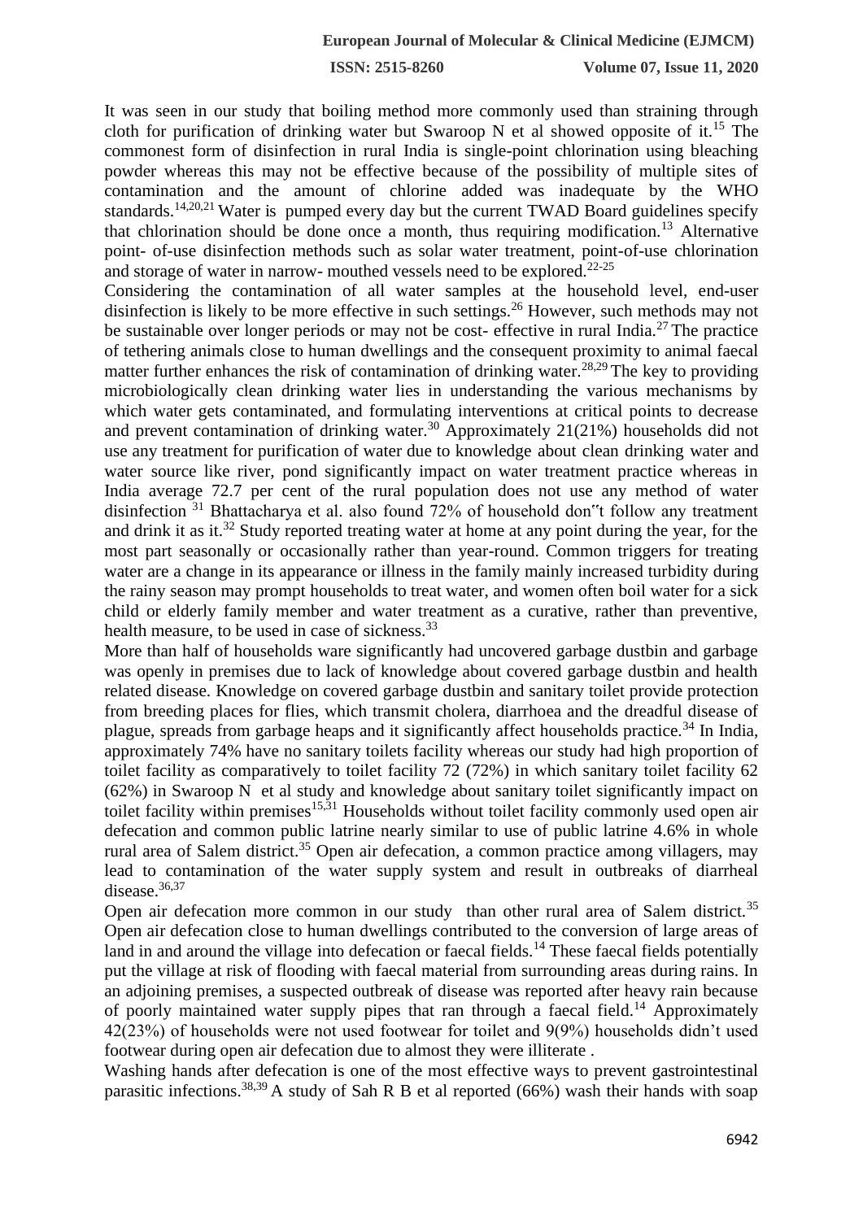It was seen in our study that boiling method more commonly used than straining through cloth for purification of drinking water but Swaroop N et al showed opposite of it.[15] The commonest form of disinfection in rural India is single-point chlorination using bleaching powder whereas this may not be effective because of the possibility of multiple sites of contamination and the amount of chlorine added was inadequate by the WHO standards.[14,20,21] Water is pumped every day but the current TWAD Board guidelines specify that chlorination should be done once a month, thus requiring modification.[13] Alternative point- of-use disinfection methods such as solar water treatment, point-of-use chlorination and storage of water in narrow- mouthed vessels need to be explored.[22-25]

Considering the contamination of all water samples at the household level, end-user disinfection is likely to be more effective in such settings.[26] However, such methods may not be sustainable over longer periods or may not be cost- effective in rural India.[27] The practice of tethering animals close to human dwellings and the consequent proximity to animal faecal matter further enhances the risk of contamination of drinking water.[28,29] The key to providing microbiologically clean drinking water lies in understanding the various mechanisms by which water gets contaminated, and formulating interventions at critical points to decrease and prevent contamination of drinking water.[30] Approximately 21(21%) households did not use any treatment for purification of water due to knowledge about clean drinking water and water source like river, pond significantly impact on water treatment practice whereas in India average 72.7 per cent of the rural population does not use any method of water disinfection [31] Bhattacharya et al. also found 72% of household don"t follow any treatment and drink it as it.[32] Study reported treating water at home at any point during the year, for the most part seasonally or occasionally rather than year-round. Common triggers for treating water are a change in its appearance or illness in the family mainly increased turbidity during the rainy season may prompt households to treat water, and women often boil water for a sick child or elderly family member and water treatment as a curative, rather than preventive, health measure, to be used in case of sickness.[33]

More than half of households ware significantly had uncovered garbage dustbin and garbage was openly in premises due to lack of knowledge about covered garbage dustbin and health related disease. Knowledge on covered garbage dustbin and sanitary toilet provide protection from breeding places for flies, which transmit cholera, diarrhoea and the dreadful disease of plague, spreads from garbage heaps and it significantly affect households practice.[34] In India, approximately 74% have no sanitary toilets facility whereas our study had high proportion of toilet facility as comparatively to toilet facility 72 (72%) in which sanitary toilet facility 62 (62%) in Swaroop N et al study and knowledge about sanitary toilet significantly impact on toilet facility within premises[15,31] Households without toilet facility commonly used open air defecation and common public latrine nearly similar to use of public latrine 4.6% in whole rural area of Salem district.[35] Open air defecation, a common practice among villagers, may lead to contamination of the water supply system and result in outbreaks of diarrheal disease.[36,37]

Open air defecation more common in our study than other rural area of Salem district.[35] Open air defecation close to human dwellings contributed to the conversion of large areas of land in and around the village into defecation or faecal fields.[14] These faecal fields potentially put the village at risk of flooding with faecal material from surrounding areas during rains. In an adjoining premises, a suspected outbreak of disease was reported after heavy rain because of poorly maintained water supply pipes that ran through a faecal field.[14] Approximately 42(23%) of households were not used footwear for toilet and 9(9%) households didn't used footwear during open air defecation due to almost they were illiterate .

Washing hands after defecation is one of the most effective ways to prevent gastrointestinal parasitic infections.[38,39] A study of Sah R B et al reported (66%) wash their hands with soap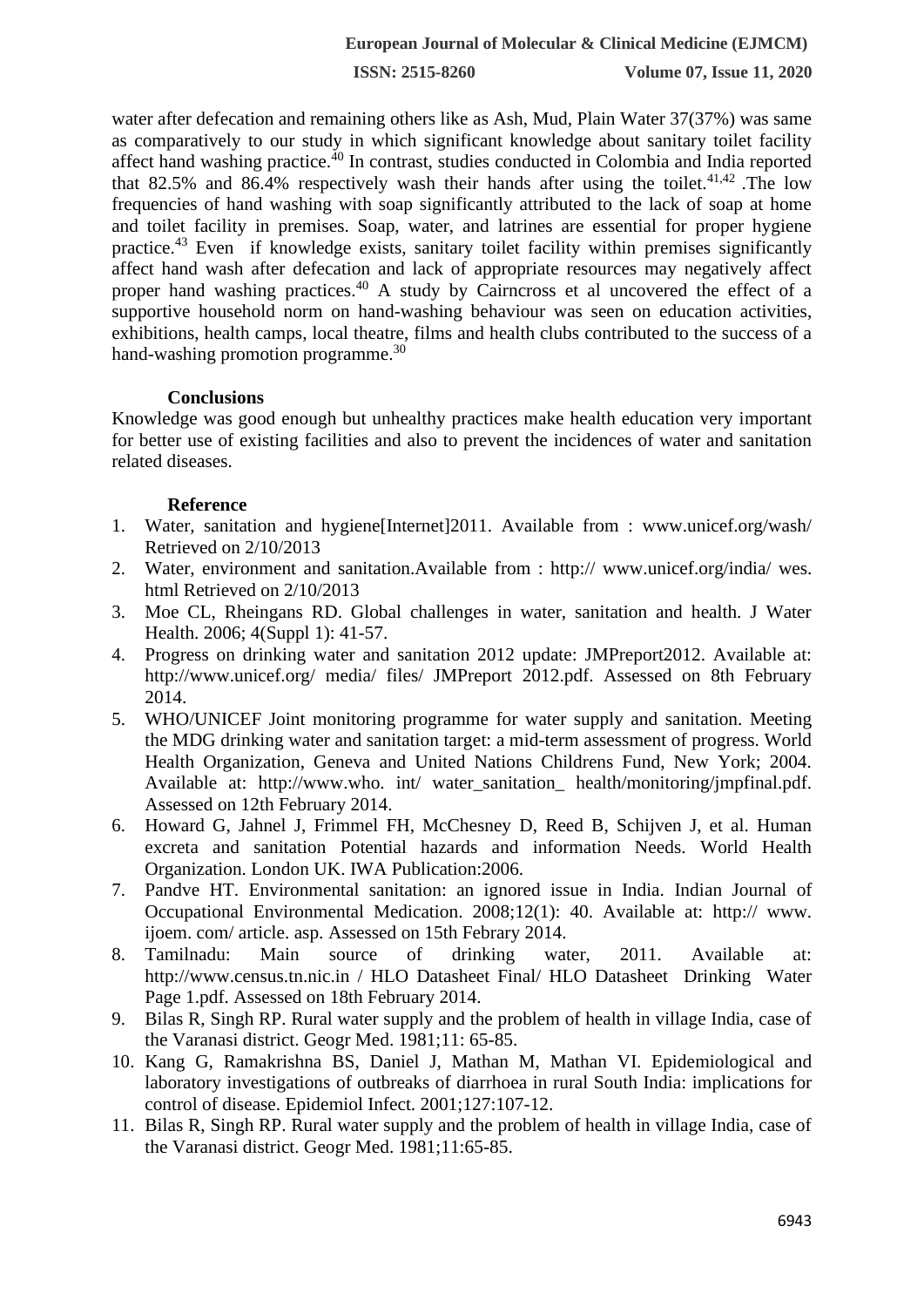water after defecation and remaining others like as Ash, Mud, Plain Water 37(37%) was same as comparatively to our study in which significant knowledge about sanitary toilet facility affect hand washing practice.[40] In contrast, studies conducted in Colombia and India reported that 82.5% and 86.4% respectively wash their hands after using the toilet.[41,42] .The low frequencies of hand washing with soap significantly attributed to the lack of soap at home and toilet facility in premises. Soap, water, and latrines are essential for proper hygiene practice.[43] Even if knowledge exists, sanitary toilet facility within premises significantly affect hand wash after defecation and lack of appropriate resources may negatively affect proper hand washing practices.[40] A study by Cairncross et al uncovered the effect of a supportive household norm on hand-washing behaviour was seen on education activities, exhibitions, health camps, local theatre, films and health clubs contributed to the success of a hand-washing promotion programme.[30]

## Conclusions

Knowledge was good enough but unhealthy practices make health education very important for better use of existing facilities and also to prevent the incidences of water and sanitation related diseases.

## Reference

1. Water, sanitation and hygiene[Internet]2011. Available from : www.unicef.org/wash/ Retrieved on 2/10/2013
2. Water, environment and sanitation.Available from : http:// www.unicef.org/india/ wes. html Retrieved on 2/10/2013
3. Moe CL, Rheingans RD. Global challenges in water, sanitation and health. J Water Health. 2006; 4(Suppl 1): 41-57.
4. Progress on drinking water and sanitation 2012 update: JMPreport2012. Available at: http://www.unicef.org/ media/ files/ JMPreport 2012.pdf. Assessed on 8th February 2014.
5. WHO/UNICEF Joint monitoring programme for water supply and sanitation. Meeting the MDG drinking water and sanitation target: a mid-term assessment of progress. World Health Organization, Geneva and United Nations Childrens Fund, New York; 2004. Available at: http://www.who. int/ water_sanitation_ health/monitoring/jmpfinal.pdf. Assessed on 12th February 2014.
6. Howard G, Jahnel J, Frimmel FH, McChesney D, Reed B, Schijven J, et al. Human excreta and sanitation Potential hazards and information Needs. World Health Organization. London UK. IWA Publication:2006.
7. Pandve HT. Environmental sanitation: an ignored issue in India. Indian Journal of Occupational Environmental Medication. 2008;12(1): 40. Available at: http:// www. ijoem. com/ article. asp. Assessed on 15th Febrary 2014.
8. Tamilnadu: Main source of drinking water, 2011. Available at: http://www.census.tn.nic.in / HLO Datasheet Final/ HLO Datasheet Drinking Water Page 1.pdf. Assessed on 18th February 2014.
9. Bilas R, Singh RP. Rural water supply and the problem of health in village India, case of the Varanasi district. Geogr Med. 1981;11: 65-85.
10. Kang G, Ramakrishna BS, Daniel J, Mathan M, Mathan VI. Epidemiological and laboratory investigations of outbreaks of diarrhoea in rural South India: implications for control of disease. Epidemiol Infect. 2001;127:107-12.
11. Bilas R, Singh RP. Rural water supply and the problem of health in village India, case of the Varanasi district. Geogr Med. 1981;11:65-85.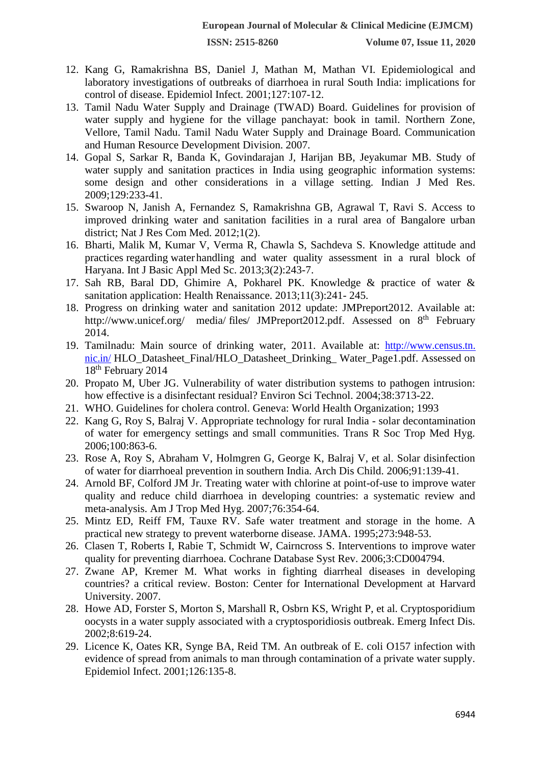12. Kang G, Ramakrishna BS, Daniel J, Mathan M, Mathan VI. Epidemiological and laboratory investigations of outbreaks of diarrhoea in rural South India: implications for control of disease. Epidemiol Infect. 2001;127:107-12.
13. Tamil Nadu Water Supply and Drainage (TWAD) Board. Guidelines for provision of water supply and hygiene for the village panchayat: book in tamil. Northern Zone, Vellore, Tamil Nadu. Tamil Nadu Water Supply and Drainage Board. Communication and Human Resource Development Division. 2007.
14. Gopal S, Sarkar R, Banda K, Govindarajan J, Harijan BB, Jeyakumar MB. Study of water supply and sanitation practices in India using geographic information systems: some design and other considerations in a village setting. Indian J Med Res. 2009;129:233-41.
15. Swaroop N, Janish A, Fernandez S, Ramakrishna GB, Agrawal T, Ravi S. Access to improved drinking water and sanitation facilities in a rural area of Bangalore urban district; Nat J Res Com Med. 2012;1(2).
16. Bharti, Malik M, Kumar V, Verma R, Chawla S, Sachdeva S. Knowledge attitude and practices regarding water handling and water quality assessment in a rural block of Haryana. Int J Basic Appl Med Sc. 2013;3(2):243-7.
17. Sah RB, Baral DD, Ghimire A, Pokharel PK. Knowledge & practice of water & sanitation application: Health Renaissance. 2013;11(3):241- 245.
18. Progress on drinking water and sanitation 2012 update: JMPreport2012. Available at: http://www.unicef.org/ media/ files/ JMPreport2012.pdf. Assessed on 8th February 2014.
19. Tamilnadu: Main source of drinking water, 2011. Available at: http://www.census.tn.nic.in/ HLO_Datasheet_Final/HLO_Datasheet_Drinking_ Water_Page1.pdf. Assessed on 18th February 2014
20. Propato M, Uber JG. Vulnerability of water distribution systems to pathogen intrusion: how effective is a disinfectant residual? Environ Sci Technol. 2004;38:3713-22.
21. WHO. Guidelines for cholera control. Geneva: World Health Organization; 1993
22. Kang G, Roy S, Balraj V. Appropriate technology for rural India - solar decontamination of water for emergency settings and small communities. Trans R Soc Trop Med Hyg. 2006;100:863-6.
23. Rose A, Roy S, Abraham V, Holmgren G, George K, Balraj V, et al. Solar disinfection of water for diarrhoeal prevention in southern India. Arch Dis Child. 2006;91:139-41.
24. Arnold BF, Colford JM Jr. Treating water with chlorine at point-of-use to improve water quality and reduce child diarrhoea in developing countries: a systematic review and meta-analysis. Am J Trop Med Hyg. 2007;76:354-64.
25. Mintz ED, Reiff FM, Tauxe RV. Safe water treatment and storage in the home. A practical new strategy to prevent waterborne disease. JAMA. 1995;273:948-53.
26. Clasen T, Roberts I, Rabie T, Schmidt W, Cairncross S. Interventions to improve water quality for preventing diarrhoea. Cochrane Database Syst Rev. 2006;3:CD004794.
27. Zwane AP, Kremer M. What works in fighting diarrheal diseases in developing countries? a critical review. Boston: Center for International Development at Harvard University. 2007.
28. Howe AD, Forster S, Morton S, Marshall R, Osbrn KS, Wright P, et al. Cryptosporidium oocysts in a water supply associated with a cryptosporidiosis outbreak. Emerg Infect Dis. 2002;8:619-24.
29. Licence K, Oates KR, Synge BA, Reid TM. An outbreak of E. coli O157 infection with evidence of spread from animals to man through contamination of a private water supply. Epidemiol Infect. 2001;126:135-8.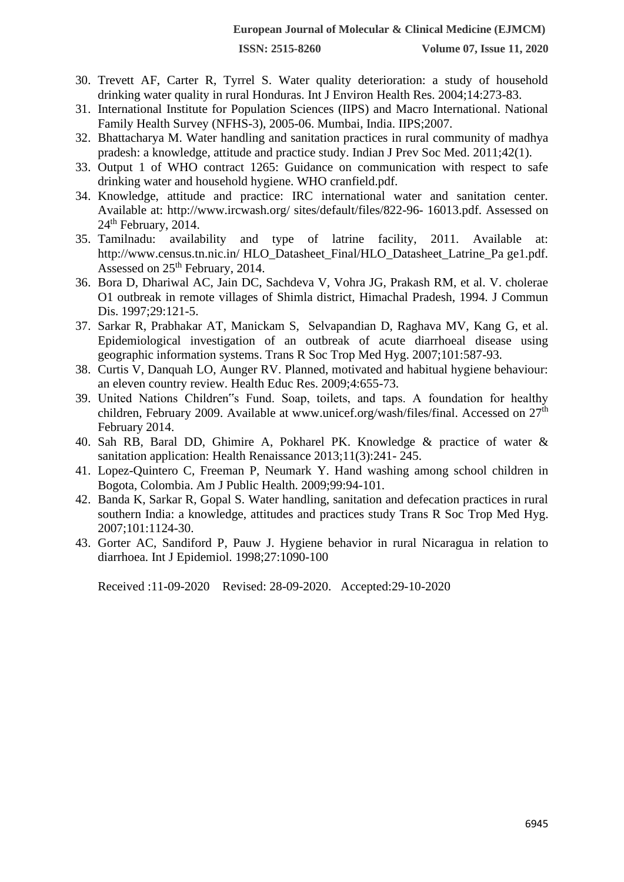30. Trevett AF, Carter R, Tyrrel S. Water quality deterioration: a study of household drinking water quality in rural Honduras. Int J Environ Health Res. 2004;14:273-83.
31. International Institute for Population Sciences (IIPS) and Macro International. National Family Health Survey (NFHS-3), 2005-06. Mumbai, India. IIPS;2007.
32. Bhattacharya M. Water handling and sanitation practices in rural community of madhya pradesh: a knowledge, attitude and practice study. Indian J Prev Soc Med. 2011;42(1).
33. Output 1 of WHO contract 1265: Guidance on communication with respect to safe drinking water and household hygiene. WHO cranfield.pdf.
34. Knowledge, attitude and practice: IRC international water and sanitation center. Available at: http://www.ircwash.org/ sites/default/files/822-96- 16013.pdf. Assessed on 24th February, 2014.
35. Tamilnadu: availability and type of latrine facility, 2011. Available at: http://www.census.tn.nic.in/ HLO_Datasheet_Final/HLO_Datasheet_Latrine_Pa ge1.pdf. Assessed on 25th February, 2014.
36. Bora D, Dhariwal AC, Jain DC, Sachdeva V, Vohra JG, Prakash RM, et al. V. cholerae O1 outbreak in remote villages of Shimla district, Himachal Pradesh, 1994. J Commun Dis. 1997;29:121-5.
37. Sarkar R, Prabhakar AT, Manickam S, Selvapandian D, Raghava MV, Kang G, et al. Epidemiological investigation of an outbreak of acute diarrhoeal disease using geographic information systems. Trans R Soc Trop Med Hyg. 2007;101:587-93.
38. Curtis V, Danquah LO, Aunger RV. Planned, motivated and habitual hygiene behaviour: an eleven country review. Health Educ Res. 2009;4:655-73.
39. United Nations Children‟s Fund. Soap, toilets, and taps. A foundation for healthy children, February 2009. Available at www.unicef.org/wash/files/final. Accessed on 27th February 2014.
40. Sah RB, Baral DD, Ghimire A, Pokharel PK. Knowledge & practice of water & sanitation application: Health Renaissance 2013;11(3):241- 245.
41. Lopez-Quintero C, Freeman P, Neumark Y. Hand washing among school children in Bogota, Colombia. Am J Public Health. 2009;99:94-101.
42. Banda K, Sarkar R, Gopal S. Water handling, sanitation and defecation practices in rural southern India: a knowledge, attitudes and practices study Trans R Soc Trop Med Hyg. 2007;101:1124-30.
43. Gorter AC, Sandiford P, Pauw J. Hygiene behavior in rural Nicaragua in relation to diarrhoea. Int J Epidemiol. 1998;27:1090-100

Received :11-09-2020 Revised: 28-09-2020. Accepted:29-10-2020